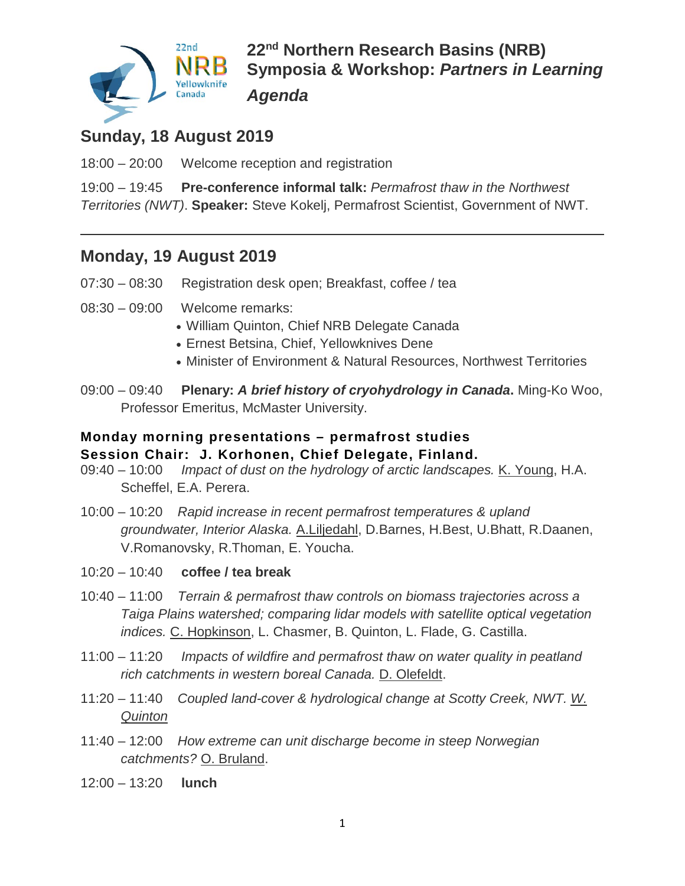# 22nd Northern Research Basins (NRB) Symposia & Workshop: *Partners in Learning*

## *Agenda*

## Sunday, 18 August 2019

18:00 – 20:00 Welcome reception and registration

19:00 – 19:45 **Pre-conference informal talk:** *Permafrost thaw in the Northwest Territories (NWT)*. **Speaker:** Steve Kokelj, Permafrost Scientist, Government of NWT.

---

## Monday, 19 August 2019

07:30 – 08:30 Registration desk open; Breakfast, coffee / tea

08:30 – 09:00 Welcome remarks:

- William Quinton, Chief NRB Delegate Canada
- Ernest Betsina, Chief, Yellowknives Dene
- Minister of Environment & Natural Resources, Northwest Territories

09:00 – 09:40 **Plenary: *A brief history of cryohydrology in Canada*.** Ming-Ko Woo, Professor Emeritus, McMaster University.

### Monday morning presentations – permafrost studies
### Session Chair: J. Korhonen, Chief Delegate, Finland.

09:40 – 10:00 *Impact of dust on the hydrology of arctic landscapes.* K. Young, H.A. Scheffel, E.A. Perera.

10:00 – 10:20 *Rapid increase in recent permafrost temperatures & upland groundwater, Interior Alaska.* A.Liljedahl, D.Barnes, H.Best, U.Bhatt, R.Daanen, V.Romanovsky, R.Thoman, E. Youcha.

10:20 – 10:40 **coffee / tea break**

10:40 – 11:00 *Terrain & permafrost thaw controls on biomass trajectories across a Taiga Plains watershed; comparing lidar models with satellite optical vegetation indices.* C. Hopkinson, L. Chasmer, B. Quinton, L. Flade, G. Castilla.

11:00 – 11:20 *Impacts of wildfire and permafrost thaw on water quality in peatland rich catchments in western boreal Canada.* D. Olefeldt.

11:20 – 11:40 *Coupled land-cover & hydrological change at Scotty Creek, NWT.* W. Quinton

11:40 – 12:00 *How extreme can unit discharge become in steep Norwegian catchments?* O. Bruland.

12:00 – 13:20 **lunch**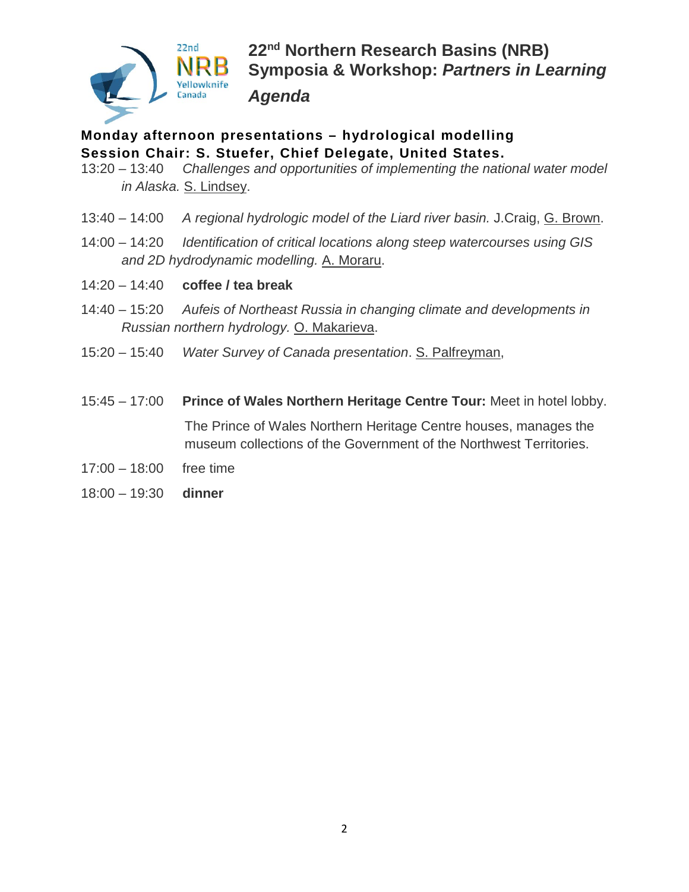# 22nd Northern Research Basins (NRB) Symposia & Workshop: *Partners in Learning*

## *Agenda*

**Monday afternoon presentations – hydrological modelling**
**Session Chair: S. Stuefer, Chief Delegate, United States.**

13:20 – 13:40 *Challenges and opportunities of implementing the national water model in Alaska.* S. Lindsey.

13:40 – 14:00 *A regional hydrologic model of the Liard river basin.* J.Craig, G. Brown.

14:00 – 14:20 *Identification of critical locations along steep watercourses using GIS and 2D hydrodynamic modelling.* A. Moraru.

14:20 – 14:40 **coffee / tea break**

14:40 – 15:20 *Aufeis of Northeast Russia in changing climate and developments in Russian northern hydrology.* O. Makarieva.

15:20 – 15:40 *Water Survey of Canada presentation*. S. Palfreyman,

15:45 – 17:00 **Prince of Wales Northern Heritage Centre Tour:** Meet in hotel lobby.

The Prince of Wales Northern Heritage Centre houses, manages the museum collections of the Government of the Northwest Territories.

17:00 – 18:00 free time

18:00 – 19:30 **dinner**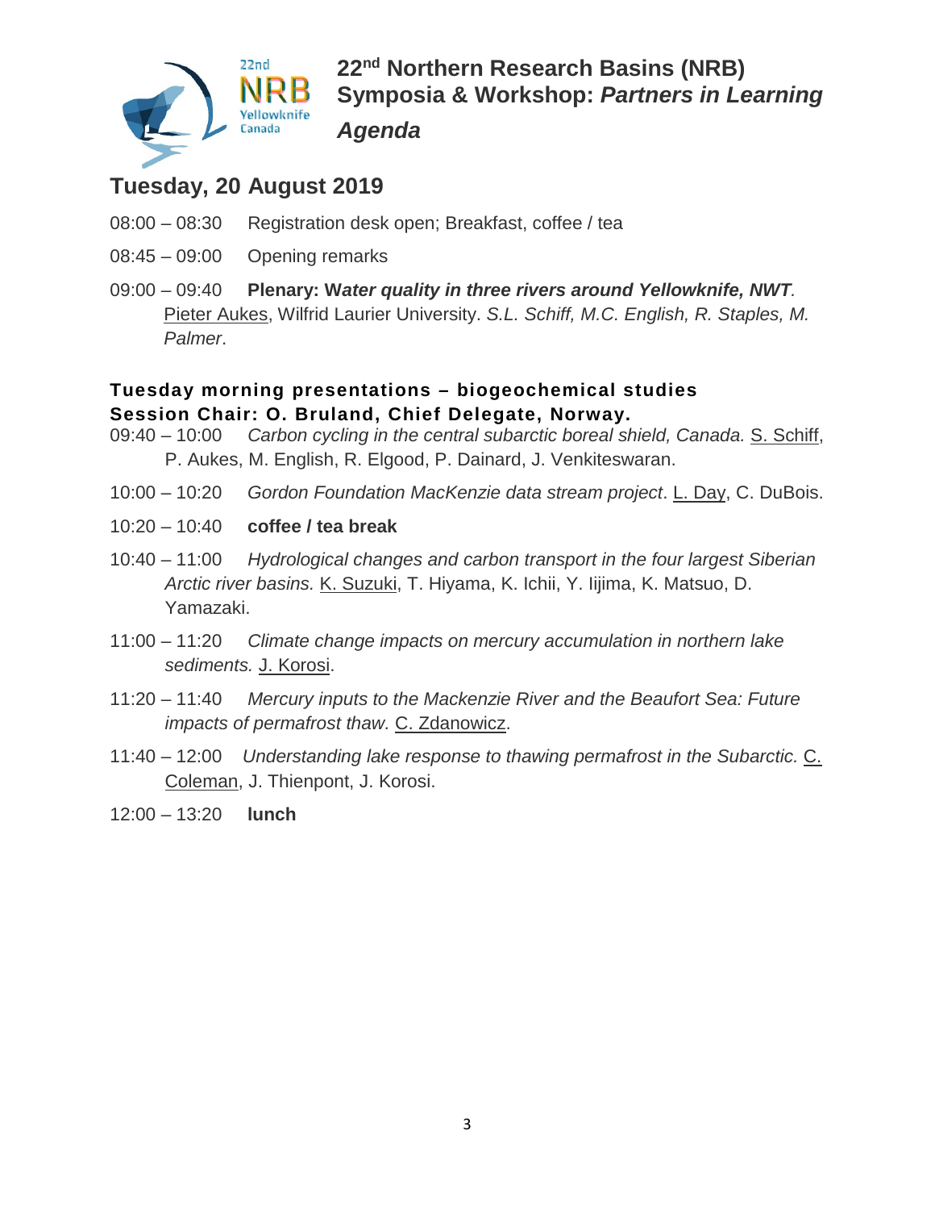# 22nd Northern Research Basins (NRB) Symposia & Workshop: *Partners in Learning*

## *Agenda*

## Tuesday, 20 August 2019

08:00 – 08:30 Registration desk open; Breakfast, coffee / tea

08:45 – 09:00 Opening remarks

09:00 – 09:40 **Plenary: W*ater quality in three rivers around Yellowknife, NWT*.** Pieter Aukes, Wilfrid Laurier University. *S.L. Schiff, M.C. English, R. Staples, M. Palmer*.

### Tuesday morning presentations – biogeochemical studies
### Session Chair: O. Bruland, Chief Delegate, Norway.

09:40 – 10:00 *Carbon cycling in the central subarctic boreal shield, Canada.* S. Schiff, P. Aukes, M. English, R. Elgood, P. Dainard, J. Venkiteswaran.

10:00 – 10:20 *Gordon Foundation MacKenzie data stream project*. L. Day, C. DuBois.

10:20 – 10:40 **coffee / tea break**

10:40 – 11:00 *Hydrological changes and carbon transport in the four largest Siberian Arctic river basins.* K. Suzuki, T. Hiyama, K. Ichii, Y. Iijima, K. Matsuo, D. Yamazaki.

11:00 – 11:20 *Climate change impacts on mercury accumulation in northern lake sediments.* J. Korosi.

11:20 – 11:40 *Mercury inputs to the Mackenzie River and the Beaufort Sea: Future impacts of permafrost thaw.* C. Zdanowicz.

11:40 – 12:00 *Understanding lake response to thawing permafrost in the Subarctic.* C. Coleman, J. Thienpont, J. Korosi.

12:00 – 13:20 **lunch**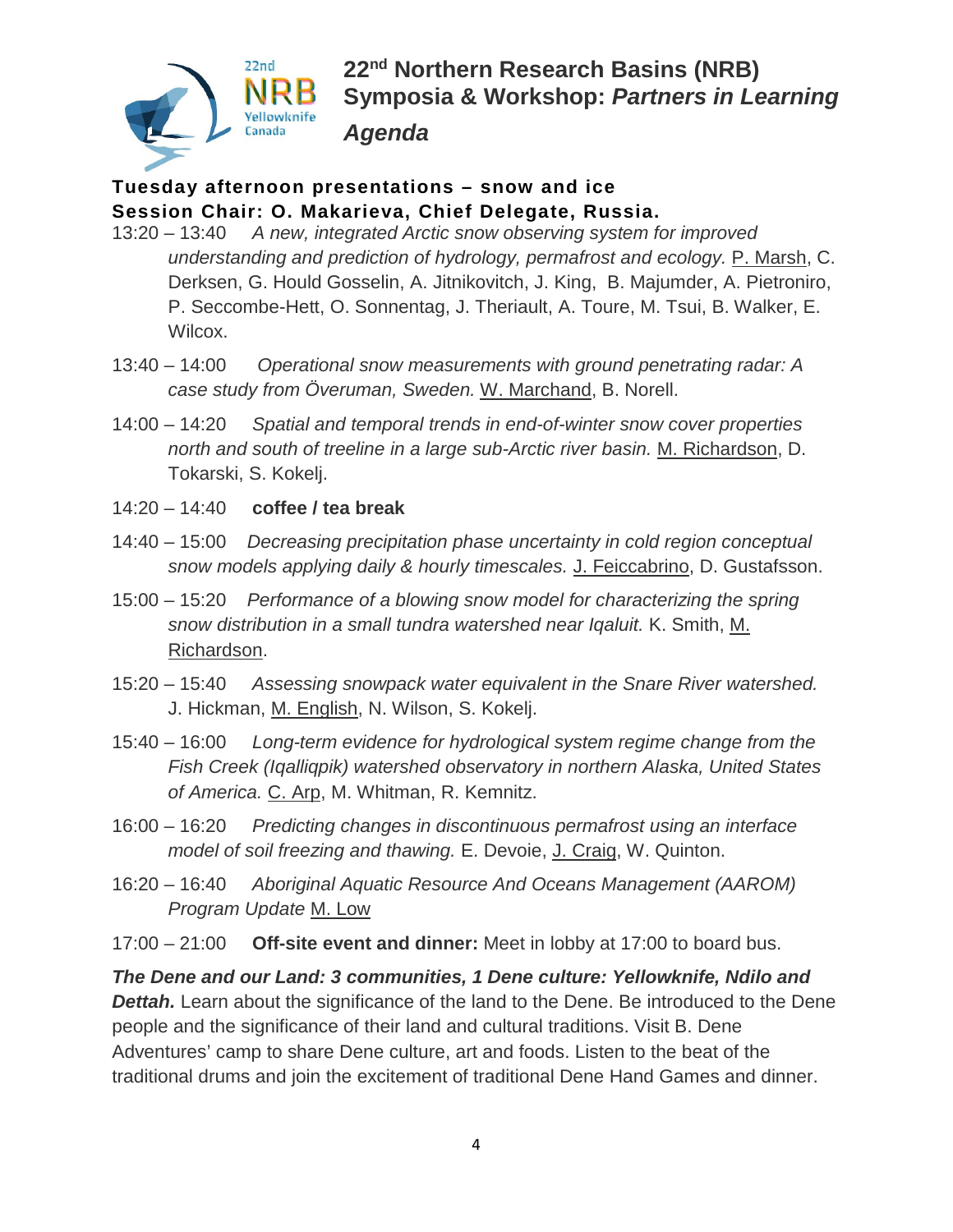# 22nd Northern Research Basins (NRB) Symposia & Workshop: *Partners in Learning*

## *Agenda*

**Tuesday afternoon presentations – snow and ice**
**Session Chair: O. Makarieva, Chief Delegate, Russia.**

13:20 – 13:40 *A new, integrated Arctic snow observing system for improved understanding and prediction of hydrology, permafrost and ecology.* <u>P. Marsh</u>, C. Derksen, G. Hould Gosselin, A. Jitnikovitch, J. King, B. Majumder, A. Pietroniro, P. Seccombe-Hett, O. Sonnentag, J. Theriault, A. Toure, M. Tsui, B. Walker, E. Wilcox.

13:40 – 14:00 *Operational snow measurements with ground penetrating radar: A case study from Överuman, Sweden.* <u>W. Marchand</u>, B. Norell.

14:00 – 14:20 *Spatial and temporal trends in end-of-winter snow cover properties north and south of treeline in a large sub-Arctic river basin.* <u>M. Richardson</u>, D. Tokarski, S. Kokelj.

14:20 – 14:40 **coffee / tea break**

14:40 – 15:00 *Decreasing precipitation phase uncertainty in cold region conceptual snow models applying daily & hourly timescales.* <u>J. Feiccabrino</u>, D. Gustafsson.

15:00 – 15:20 *Performance of a blowing snow model for characterizing the spring snow distribution in a small tundra watershed near Iqaluit.* K. Smith, <u>M. Richardson</u>.

15:20 – 15:40 *Assessing snowpack water equivalent in the Snare River watershed.* J. Hickman, <u>M. English</u>, N. Wilson, S. Kokelj.

15:40 – 16:00 *Long-term evidence for hydrological system regime change from the Fish Creek (Iqalliqpik) watershed observatory in northern Alaska, United States of America.* <u>C. Arp</u>, M. Whitman, R. Kemnitz.

16:00 – 16:20 *Predicting changes in discontinuous permafrost using an interface model of soil freezing and thawing.* E. Devoie, <u>J. Craig</u>, W. Quinton.

16:20 – 16:40 *Aboriginal Aquatic Resource And Oceans Management (AAROM) Program Update* <u>M. Low</u>

17:00 – 21:00 **Off-site event and dinner:** Meet in lobby at 17:00 to board bus.

***The Dene and our Land: 3 communities, 1 Dene culture: Yellowknife, Ndilo and Dettah.*** Learn about the significance of the land to the Dene. Be introduced to the Dene people and the significance of their land and cultural traditions. Visit B. Dene Adventures' camp to share Dene culture, art and foods. Listen to the beat of the traditional drums and join the excitement of traditional Dene Hand Games and dinner.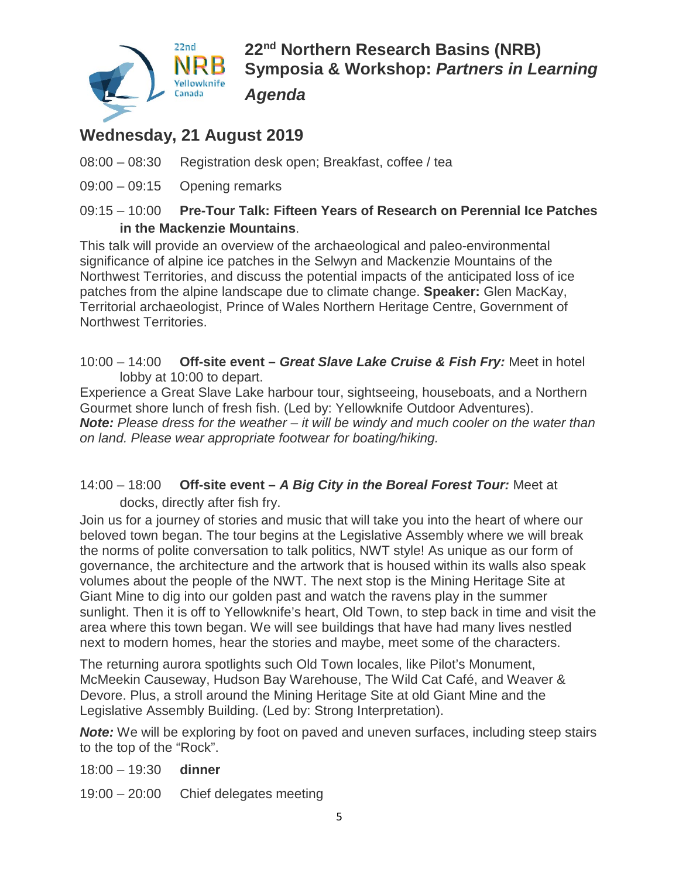# 22nd Northern Research Basins (NRB) Symposia & Workshop: *Partners in Learning*

## *Agenda*

## Wednesday, 21 August 2019

08:00 – 08:30 Registration desk open; Breakfast, coffee / tea

09:00 – 09:15 Opening remarks

09:15 – 10:00 **Pre-Tour Talk: Fifteen Years of Research on Perennial Ice Patches in the Mackenzie Mountains**.

This talk will provide an overview of the archaeological and paleo-environmental significance of alpine ice patches in the Selwyn and Mackenzie Mountains of the Northwest Territories, and discuss the potential impacts of the anticipated loss of ice patches from the alpine landscape due to climate change. **Speaker:** Glen MacKay, Territorial archaeologist, Prince of Wales Northern Heritage Centre, Government of Northwest Territories.

10:00 – 14:00 **Off-site event – *Great Slave Lake Cruise & Fish Fry:*** Meet in hotel lobby at 10:00 to depart.

Experience a Great Slave Lake harbour tour, sightseeing, houseboats, and a Northern Gourmet shore lunch of fresh fish. (Led by: Yellowknife Outdoor Adventures).
***Note:*** *Please dress for the weather – it will be windy and much cooler on the water than on land. Please wear appropriate footwear for boating/hiking.*

14:00 – 18:00 **Off-site event – *A Big City in the Boreal Forest Tour:*** Meet at docks, directly after fish fry.

Join us for a journey of stories and music that will take you into the heart of where our beloved town began. The tour begins at the Legislative Assembly where we will break the norms of polite conversation to talk politics, NWT style! As unique as our form of governance, the architecture and the artwork that is housed within its walls also speak volumes about the people of the NWT. The next stop is the Mining Heritage Site at Giant Mine to dig into our golden past and watch the ravens play in the summer sunlight. Then it is off to Yellowknife's heart, Old Town, to step back in time and visit the area where this town began. We will see buildings that have had many lives nestled next to modern homes, hear the stories and maybe, meet some of the characters.

The returning aurora spotlights such Old Town locales, like Pilot's Monument, McMeekin Causeway, Hudson Bay Warehouse, The Wild Cat Café, and Weaver & Devore. Plus, a stroll around the Mining Heritage Site at old Giant Mine and the Legislative Assembly Building. (Led by: Strong Interpretation).

***Note:*** We will be exploring by foot on paved and uneven surfaces, including steep stairs to the top of the "Rock".

18:00 – 19:30 **dinner**

19:00 – 20:00 Chief delegates meeting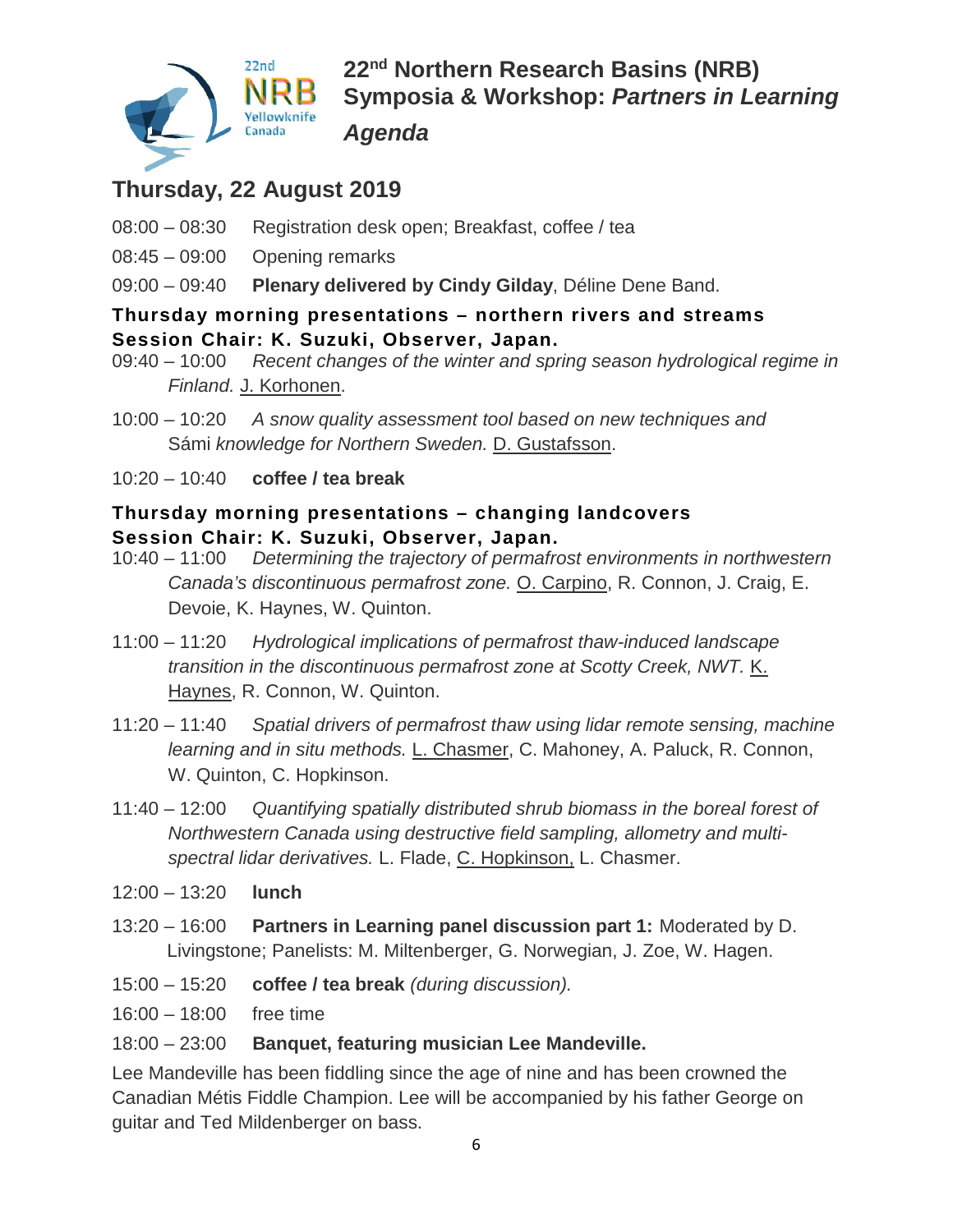# 22nd Northern Research Basins (NRB) Symposia & Workshop: *Partners in Learning*

## *Agenda*

## Thursday, 22 August 2019

08:00 – 08:30 Registration desk open; Breakfast, coffee / tea

08:45 – 09:00 Opening remarks

09:00 – 09:40 **Plenary delivered by Cindy Gilday**, Déline Dene Band.

### Thursday morning presentations – northern rivers and streams
### Session Chair: K. Suzuki, Observer, Japan.

09:40 – 10:00 *Recent changes of the winter and spring season hydrological regime in Finland.* J. Korhonen.

10:00 – 10:20 *A snow quality assessment tool based on new techniques and* Sámi *knowledge for Northern Sweden.* D. Gustafsson.

10:20 – 10:40 **coffee / tea break**

### Thursday morning presentations – changing landcovers
### Session Chair: K. Suzuki, Observer, Japan.

10:40 – 11:00 *Determining the trajectory of permafrost environments in northwestern Canada's discontinuous permafrost zone.* O. Carpino, R. Connon, J. Craig, E. Devoie, K. Haynes, W. Quinton.

11:00 – 11:20 *Hydrological implications of permafrost thaw-induced landscape transition in the discontinuous permafrost zone at Scotty Creek, NWT.* K. Haynes, R. Connon, W. Quinton.

11:20 – 11:40 *Spatial drivers of permafrost thaw using lidar remote sensing, machine learning and in situ methods.* L. Chasmer, C. Mahoney, A. Paluck, R. Connon, W. Quinton, C. Hopkinson.

11:40 – 12:00 *Quantifying spatially distributed shrub biomass in the boreal forest of Northwestern Canada using destructive field sampling, allometry and multi-spectral lidar derivatives.* L. Flade, C. Hopkinson, L. Chasmer.

12:00 – 13:20 **lunch**

13:20 – 16:00 **Partners in Learning panel discussion part 1:** Moderated by D. Livingstone; Panelists: M. Miltenberger, G. Norwegian, J. Zoe, W. Hagen.

15:00 – 15:20 **coffee / tea break** *(during discussion).*

16:00 – 18:00 free time

18:00 – 23:00 **Banquet, featuring musician Lee Mandeville.**

Lee Mandeville has been fiddling since the age of nine and has been crowned the Canadian Métis Fiddle Champion. Lee will be accompanied by his father George on guitar and Ted Mildenberger on bass.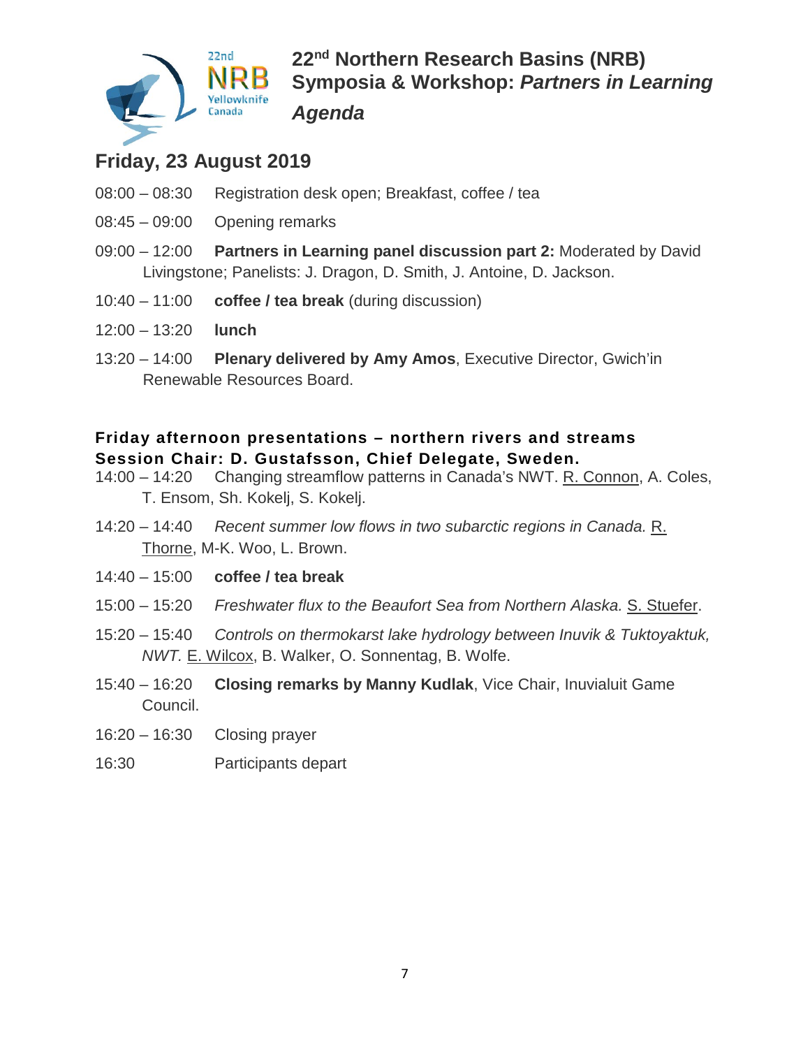# 22nd Northern Research Basins (NRB) Symposia & Workshop: *Partners in Learning*

## *Agenda*

## Friday, 23 August 2019

08:00 – 08:30 Registration desk open; Breakfast, coffee / tea

08:45 – 09:00 Opening remarks

09:00 – 12:00 **Partners in Learning panel discussion part 2:** Moderated by David Livingstone; Panelists: J. Dragon, D. Smith, J. Antoine, D. Jackson.

10:40 – 11:00 **coffee / tea break** (during discussion)

12:00 – 13:20 **lunch**

13:20 – 14:00 **Plenary delivered by Amy Amos**, Executive Director, Gwich'in Renewable Resources Board.

### Friday afternoon presentations – northern rivers and streams
### Session Chair: D. Gustafsson, Chief Delegate, Sweden.

14:00 – 14:20 Changing streamflow patterns in Canada's NWT. R. Connon, A. Coles, T. Ensom, Sh. Kokelj, S. Kokelj.

14:20 – 14:40 *Recent summer low flows in two subarctic regions in Canada.* R. Thorne, M-K. Woo, L. Brown.

14:40 – 15:00 **coffee / tea break**

15:00 – 15:20 *Freshwater flux to the Beaufort Sea from Northern Alaska.* S. Stuefer.

15:20 – 15:40 *Controls on thermokarst lake hydrology between Inuvik & Tuktoyaktuk, NWT.* E. Wilcox, B. Walker, O. Sonnentag, B. Wolfe.

15:40 – 16:20 **Closing remarks by Manny Kudlak**, Vice Chair, Inuvialuit Game Council.

16:20 – 16:30 Closing prayer

16:30 Participants depart